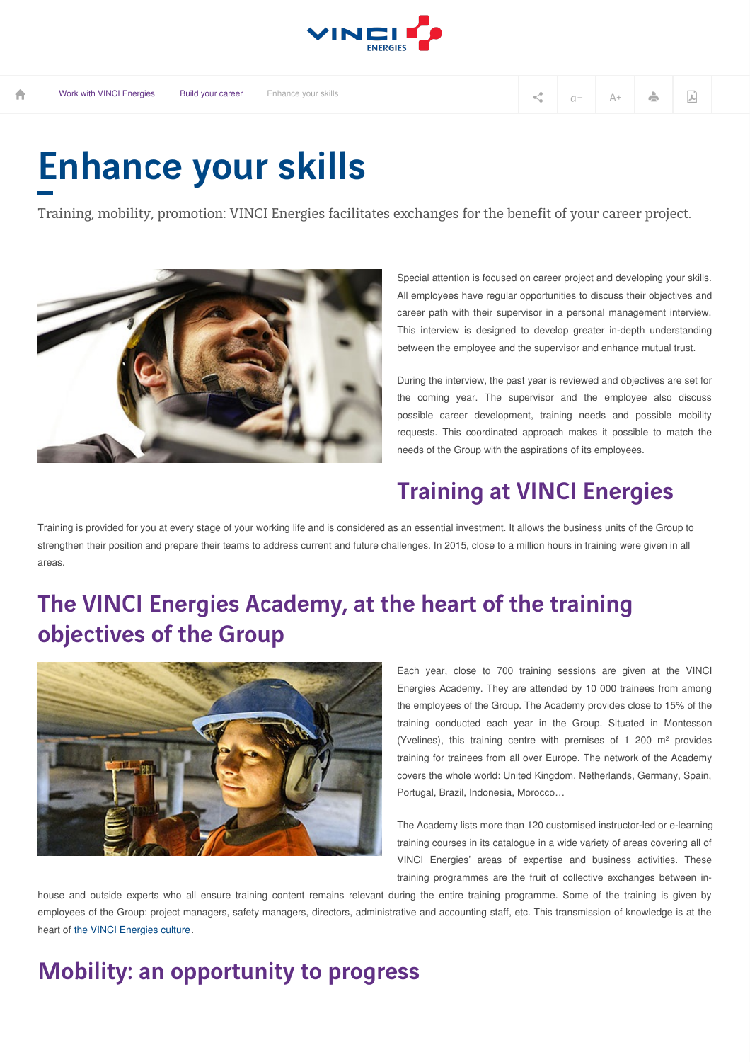# Enhance your skills

Training, mobility, promotion: VINCI Energies facilitates exchanges for the benefit of your career project.

Special attention is focused on career project and developing your skills. All employees have regular opportunities to discuss their objectives and career path with their supervisor in a personal management interview. This interview is designed to develop greater in-depth understanding between the employee and the supervisor and enhance mutual trust.

During the interview, the past year is reviewed and objectives are set for the coming year. The supervisor and the employee also discuss possible career development, training needs and possible mobility requests. This coordinated approach makes it possible to match the needs of the Group with the aspirations of its employees.

## Training at VINCI Energies

Training is provided for you at every stage of your working life and is considered as an essential investment. It allows the business units of the Group to strengthen their position and prepare their teams to address current and future challenges. In 2015, close to a million hours in training were given in all areas.

## The VINCI Energies Academy, at the heart of the training objectives of the Group

Each year, close to 700 training sessions are given at the VINCI Energies Academy. They are attended by 10 000 trainees from among the employees of the Group. The Academy provides close to 15% of the training conducted each year in the Group. Situated in Montesson (Yvelines), this training centre with premises of 1 200 m² provides training for trainees from all over Europe. The network of the Academy covers the whole world: United Kingdom, Netherlands, Germany, Spain, Portugal, Brazil, Indonesia, Morocco…

The Academy lists more than 120 customised instructor-led or e-learning training courses in its catalogue in a wide variety of areas covering all of VINCI Energies' areas of expertise and business activities. These training programmes are the fruit of collective exchanges between in-house and outside experts who all ensure training content remains relevant during the entire training programme. Some of the training is given by employees of the Group: project managers, safety managers, directors, administrative and accounting staff, etc. This transmission of knowledge is at the heart of the VINCI Energies culture.

## Mobility: an opportunity to progress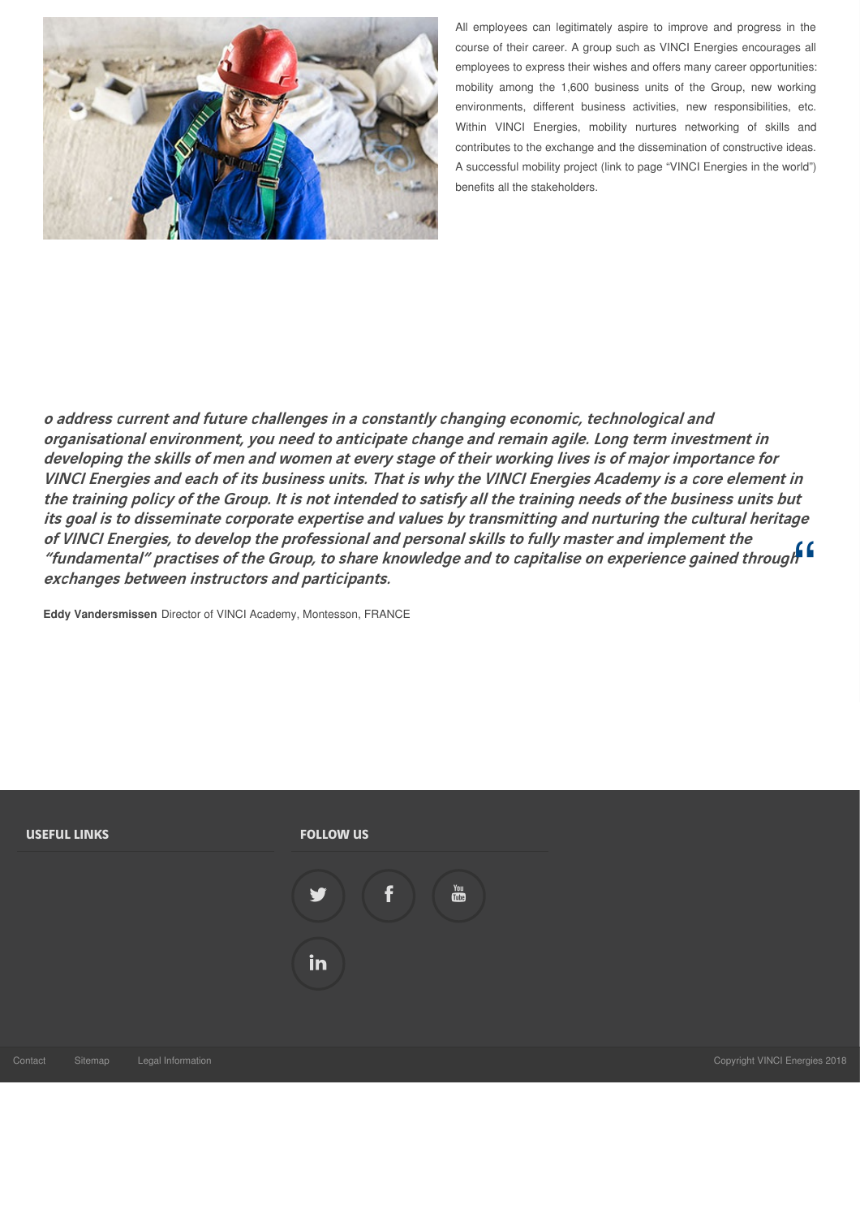All employees can legitimately aspire to improve and progress in the course of their career. A group such as VINCI Energies encourages all employees to express their wishes and offers many career opportunities: mobility among the 1,600 business units of the Group, new working environments, different business activities, new responsibilities, etc. Within VINCI Energies, mobility nurtures networking of skills and contributes to the exchange and the dissemination of constructive ideas. A successful mobility project (link to page "VINCI Energies in the world") benefits all the stakeholders.

> *o address current and future challenges in a constantly changing economic, technological and organisational environment, you need to anticipate change and remain agile. Long term investment in developing the skills of men and women at every stage of their working lives is of major importance for VINCI Energies and each of its business units. That is why the VINCI Energies Academy is a core element in the training policy of the Group. It is not intended to satisfy all the training needs of the business units but its goal is to disseminate corporate expertise and values by transmitting and nurturing the cultural heritage of VINCI Energies, to develop the professional and personal skills to fully master and implement the "fundamental" practises of the Group, to share knowledge and to capitalise on experience gained through exchanges between instructors and participants.*

**Eddy Vandersmissen** Director of VINCI Academy, Montesson, FRANCE

**USEFUL LINKS**

**FOLLOW US**

Contact Sitemap Legal Information

Copyright VINCI Energies 2018